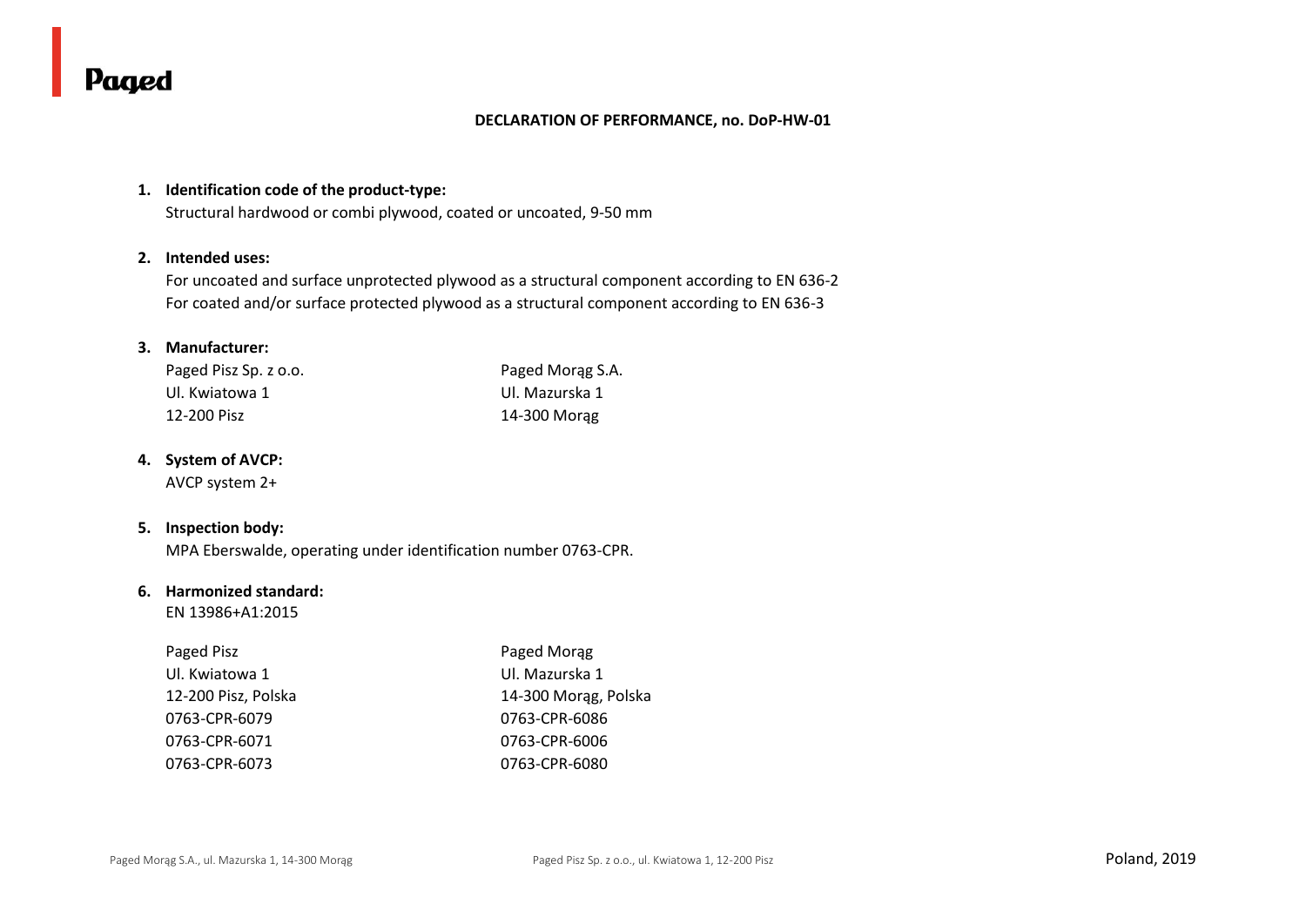Paged

# DECLARATION OF PERFORMANCE, no. DoP-HW-01

1. **Identification code of the product-type:**
   Structural hardwood or combi plywood, coated or uncoated, 9-50 mm

2. **Intended uses:**
   For uncoated and surface unprotected plywood as a structural component according to EN 636-2
   For coated and/or surface protected plywood as a structural component according to EN 636-3

3. **Manufacturer:**

| | |
|---|---|
| Paged Pisz Sp. z o.o. | Paged Morąg S.A. |
| Ul. Kwiatowa 1 | Ul. Mazurska 1 |
| 12-200 Pisz | 14-300 Morąg |

4. **System of AVCP:**
   AVCP system 2+

5. **Inspection body:**
   MPA Eberswalde, operating under identification number 0763-CPR.

6. **Harmonized standard:**
   EN 13986+A1:2015

| | |
|---|---|
| Paged Pisz | Paged Morąg |
| Ul. Kwiatowa 1 | Ul. Mazurska 1 |
| 12-200 Pisz, Polska | 14-300 Morąg, Polska |
| 0763-CPR-6079 | 0763-CPR-6086 |
| 0763-CPR-6071 | 0763-CPR-6006 |
| 0763-CPR-6073 | 0763-CPR-6080 |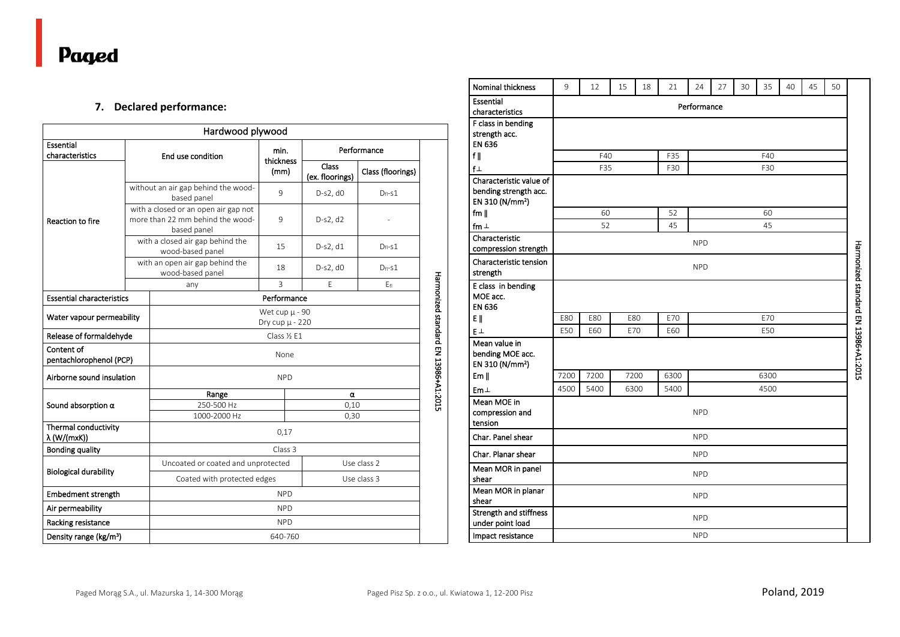## 7. Declared performance:

| Hardwood plywood | | | | | |
|---|---|---|---|---|---|
| **Essential characteristics** | **End use condition** | **min. thickness (mm)** | **Performance** | | Harmonized standard EN 13986+A1:2015 |
| | | | **Class (ex. floorings)** | **Class (floorings)** | |
| Reaction to fire | without an air gap behind the wood-based panel | 9 | D-s2, d0 | $D_{fl}$-s1 | |
| | with a closed or an open air gap not more than 22 mm behind the wood-based panel | 9 | D-s2, d2 | - | |
| | with a closed air gap behind the wood-based panel | 15 | D-s2, d1 | $D_{fl}$-s1 | |
| | with an open air gap behind the wood-based panel | 18 | D-s2, d0 | $D_{fl}$-s1 | |
| | any | 3 | E | $E_{fl}$ | |
| **Essential characteristics** | **Performance** | | | | |
| Water vapour permeability | Wet cup µ - 90<br>Dry cup µ - 220 | | | | |
| Release of formaldehyde | Class ½ E1 | | | | |
| Content of pentachlorophenol (PCP) | None | | | | |
| Airborne sound insulation | NPD | | | | |
| Sound absorption α | Range | | α | | |
| | 250-500 Hz | | 0,10 | | |
| | 1000-2000 Hz | | 0,30 | | |
| Thermal conductivity λ (W/(mxK)) | 0,17 | | | | |
| Bonding quality | Class 3 | | | | |
| Biological durability | Uncoated or coated and unprotected | | Use class 2 | | |
| | Coated with protected edges | | Use class 3 | | |
| Embedment strength | NPD | | | | |
| Air permeability | NPD | | | | |
| Racking resistance | NPD | | | | |
| Density range (kg/m³) | 640-760 | | | | |

| Nominal thickness | 9 | 12 | 15 | 18 | 21 | 24 | 27 | 30 | 35 | 40 | 45 | 50 | Harmonized standard EN 13986+A1:2015 |
|---|---|---|---|---|---|---|---|---|---|---|---|---|---|
| Essential characteristics | Performance | | | | | | | | | | | | |
| F class in bending strength acc. EN 636 | | | | | | | | | | | | | |
| f ∥ | F40 | F40 | F40 | F40 | F35 | F40 | F40 | F40 | F40 | F40 | F40 | F40 | |
| f ⊥ | F35 | F35 | F35 | F35 | F30 | F30 | F30 | F30 | F30 | F30 | F30 | F30 | |
| Characteristic value of bending strength acc. EN 310 (N/mm²) | | | | | | | | | | | | | |
| fm ∥ | 60 | 60 | 60 | 60 | 52 | 60 | 60 | 60 | 60 | 60 | 60 | 60 | |
| fm ⊥ | 52 | 52 | 52 | 52 | 45 | 45 | 45 | 45 | 45 | 45 | 45 | 45 | |
| Characteristic compression strength | NPD | | | | | | | | | | | | |
| Characteristic tension strength | NPD | | | | | | | | | | | | |
| E class in bending MOE acc. EN 636 | | | | | | | | | | | | | |
| E ∥ | E80 | E80 | E80 | E80 | E70 | E70 | E70 | E70 | E70 | E70 | E70 | E70 | |
| E ⊥ | E50 | E60 | E70 | E70 | E60 | E50 | E50 | E50 | E50 | E50 | E50 | E50 | |
| Mean value in bending MOE acc. EN 310 (N/mm²) | | | | | | | | | | | | | |
| Em ∥ | 7200 | 7200 | 7200 | 7200 | 6300 | 6300 | 6300 | 6300 | 6300 | 6300 | 6300 | 6300 | |
| Em ⊥ | 4500 | 5400 | 6300 | 6300 | 5400 | 4500 | 4500 | 4500 | 4500 | 4500 | 4500 | 4500 | |
| Mean MOE in compression and tension | NPD | | | | | | | | | | | | |
| Char. Panel shear | NPD | | | | | | | | | | | | |
| Char. Planar shear | NPD | | | | | | | | | | | | |
| Mean MOR in panel shear | NPD | | | | | | | | | | | | |
| Mean MOR in planar shear | NPD | | | | | | | | | | | | |
| Strength and stiffness under point load | NPD | | | | | | | | | | | | |
| Impact resistance | NPD | | | | | | | | | | | | |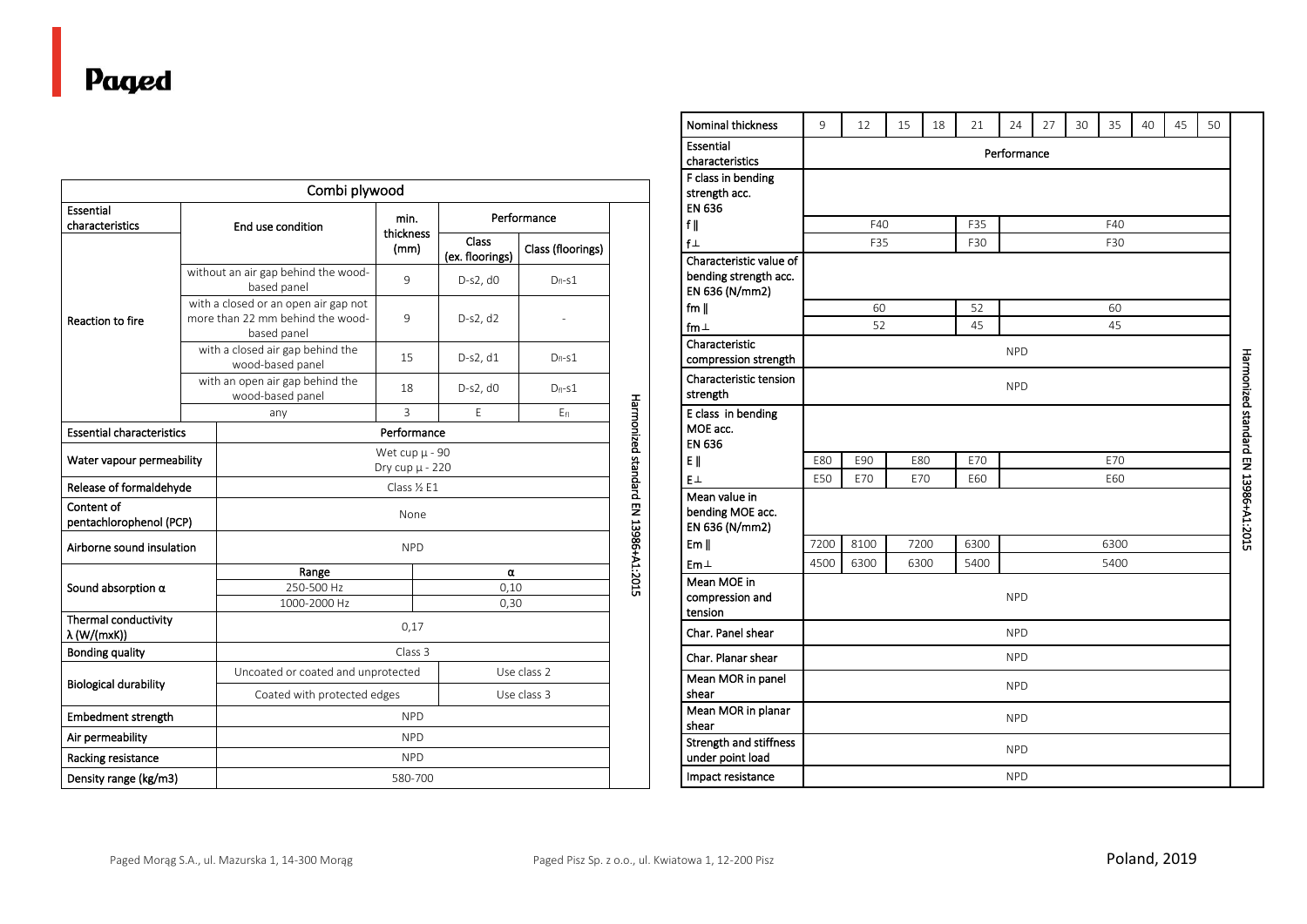## Combi plywood

| Essential characteristics | End use condition | min. thickness (mm) | Performance | |
|---|---|---|---|---|
| | | | Class (ex. floorings) | Class (floorings) |
| Reaction to fire | without an air gap behind the wood-based panel | 9 | D-s2, d0 | $D_{fl}$-s1 |
| | with a closed or an open air gap not more than 22 mm behind the wood-based panel | 9 | D-s2, d2 | - |
| | with a closed air gap behind the wood-based panel | 15 | D-s2, d1 | $D_{fl}$-s1 |
| | with an open air gap behind the wood-based panel | 18 | D-s2, d0 | $D_{fl}$-s1 |
| | any | 3 | E | $E_{fl}$ |

| Essential characteristics | Performance | |
|---|---|---|
| Water vapour permeability | Wet cup µ - 90<br>Dry cup µ - 220 | |
| Release of formaldehyde | Class ½ E1 | |
| Content of pentachlorophenol (PCP) | None | |
| Airborne sound insulation | NPD | |
| Sound absorption α | Range | α |
| | 250-500 Hz | 0,10 |
| | 1000-2000 Hz | 0,30 |
| Thermal conductivity λ (W/(mxK)) | 0,17 | |
| Bonding quality | Class 3 | |
| Biological durability | Uncoated or coated and unprotected | Use class 2 |
| | Coated with protected edges | Use class 3 |
| Embedment strength | NPD | |
| Air permeability | NPD | |
| Racking resistance | NPD | |
| Density range (kg/m3) | 580-700 | |

Harmonized standard EN 13986+A1:2015

| Nominal thickness | 9 | 12 | 15 | 18 | 21 | 24 | 27 | 30 | 35 | 40 | 45 | 50 |
|---|---|---|---|---|---|---|---|---|---|---|---|---|
| Essential characteristics | Performance | | | | | | | | | | | |
| F class in bending strength acc. EN 636 | | | | | | | | | | | | |
| f ǁ | F40 | | | | F35 | F40 | | | | | | |
| f ⊥ | F35 | | | | F30 | F30 | | | | | | |
| Characteristic value of bending strength acc. EN 636 (N/mm2) | | | | | | | | | | | | |
| fm ǁ | 60 | | | | 52 | 60 | | | | | | |
| fm ⊥ | 52 | | | | 45 | 45 | | | | | | |
| Characteristic compression strength | NPD | | | | | | | | | | | |
| Characteristic tension strength | NPD | | | | | | | | | | | |
| E class in bending MOE acc. EN 636 | | | | | | | | | | | | |
| E ǁ | E80 | E90 | E80 | | E70 | E70 | | | | | | |
| E ⊥ | E50 | E70 | E70 | | E60 | E60 | | | | | | |
| Mean value in bending MOE acc. EN 636 (N/mm2) | | | | | | | | | | | | |
| Em ǁ | 7200 | 8100 | 7200 | | 6300 | 6300 | | | | | | |
| Em ⊥ | 4500 | 6300 | 6300 | | 5400 | 5400 | | | | | | |
| Mean MOE in compression and tension | NPD | | | | | | | | | | | |
| Char. Panel shear | NPD | | | | | | | | | | | |
| Char. Planar shear | NPD | | | | | | | | | | | |
| Mean MOR in panel shear | NPD | | | | | | | | | | | |
| Mean MOR in planar shear | NPD | | | | | | | | | | | |
| Strength and stiffness under point load | NPD | | | | | | | | | | | |
| Impact resistance | NPD | | | | | | | | | | | |

Harmonized standard EN 13986+A1:2015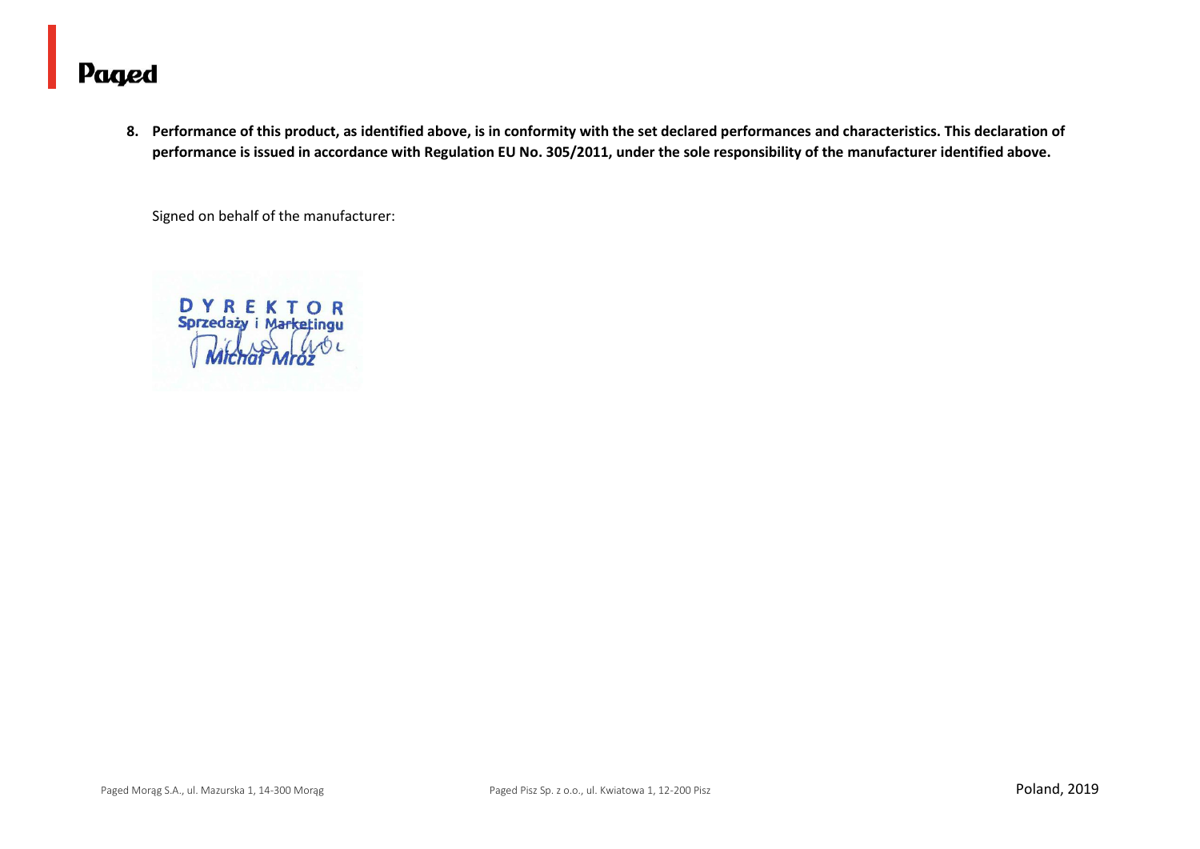8. **Performance of this product, as identified above, is in conformity with the set declared performances and characteristics. This declaration of performance is issued in accordance with Regulation EU No. 305/2011, under the sole responsibility of the manufacturer identified above.**

Signed on behalf of the manufacturer:

DYREKTOR
Sprzedaży i Marketingu
Michał Mróz

Paged Morąg S.A., ul. Mazurska 1, 14-300 Morąg

Paged Pisz Sp. z o.o., ul. Kwiatowa 1, 12-200 Pisz

Poland, 2019